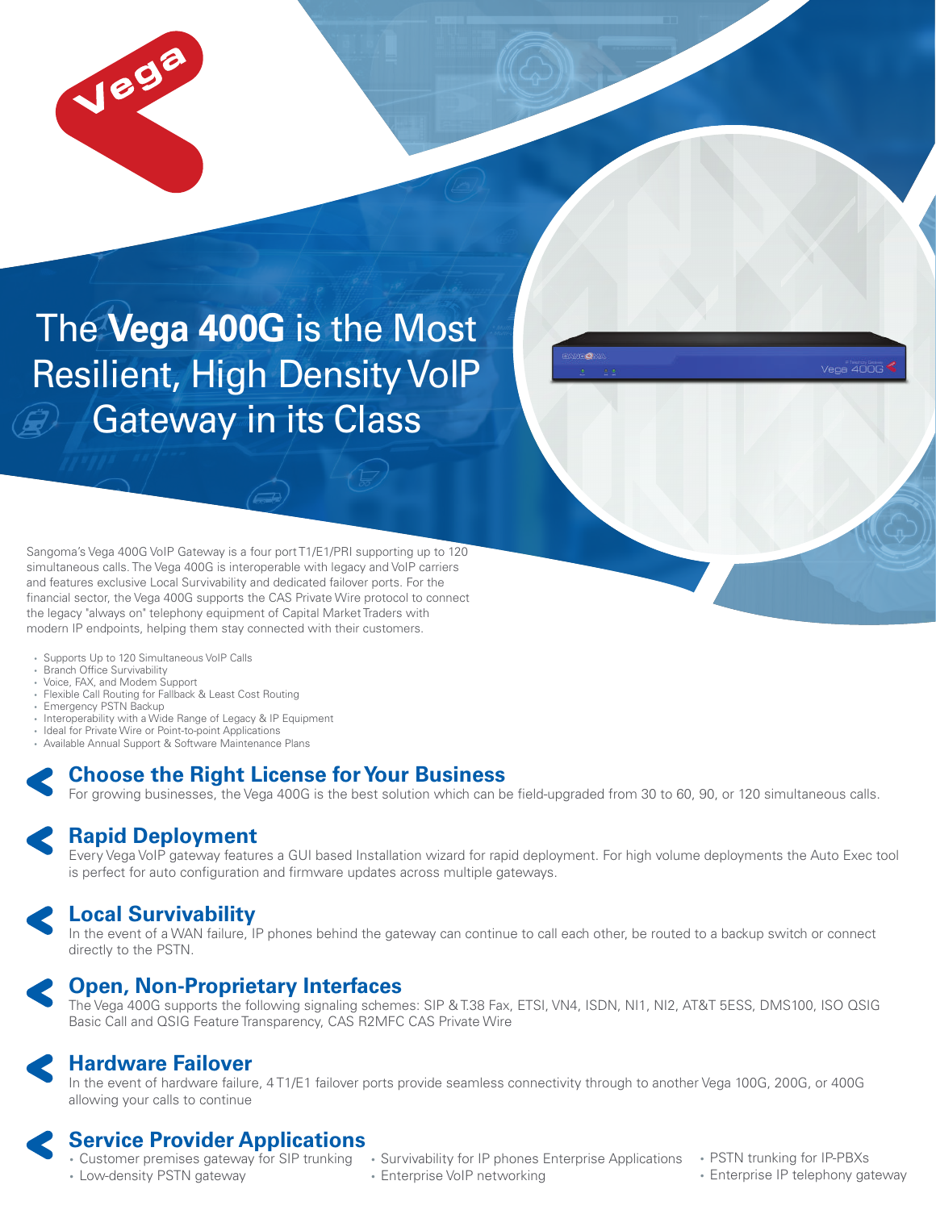# The **Vega 400G** is the Most Resilient, High Density VoIP Gateway in its Class

Sangoma's Vega 400G VoIP Gateway is a four port T1/E1/PRI supporting up to 120 simultaneous calls. The Vega 400G is interoperable with legacy and VoIP carriers and features exclusive Local Survivability and dedicated failover ports. For the financial sector, the Vega 400G supports the CAS Private Wire protocol to connect the legacy "always on" telephony equipment of Capital Market Traders with modern IP endpoints, helping them stay connected with their customers.

- Supports Up to 120 Simultaneous VoIP Calls
- Branch Office Survivability
- Voice, FAX, and Modem Support
- Flexible Call Routing for Fallback & Least Cost Routing
- Emergency PSTN Backup
- Interoperability with a Wide Range of Legacy & IP Equipment
- Ideal for Private Wire or Point-to-point Applications
- Available Annual Support & Software Maintenance Plans

## Choose the Right License for Your Business

For growing businesses, the Vega 400G is the best solution which can be field-upgraded from 30 to 60, 90, or 120 simultaneous calls.

## Rapid Deployment

Every Vega VoIP gateway features a GUI based Installation wizard for rapid deployment. For high volume deployments the Auto Exec tool is perfect for auto configuration and firmware updates across multiple gateways.

## Local Survivability

In the event of a WAN failure, IP phones behind the gateway can continue to call each other, be routed to a backup switch or connect directly to the PSTN.

## Open, Non-Proprietary Interfaces

The Vega 400G supports the following signaling schemes: SIP & T.38 Fax, ETSI, VN4, ISDN, NI1, NI2, AT&T 5ESS, DMS100, ISO QSIG Basic Call and QSIG Feature Transparency, CAS R2MFC CAS Private Wire

## Hardware Failover

In the event of hardware failure, 4 T1/E1 failover ports provide seamless connectivity through to another Vega 100G, 200G, or 400G allowing your calls to continue

## Service Provider Applications

- Customer premises gateway for SIP trunking
- Low-density PSTN gateway
- Survivability for IP phones Enterprise Applications
- Enterprise VoIP networking
- PSTN trunking for IP-PBXs
- Enterprise IP telephony gateway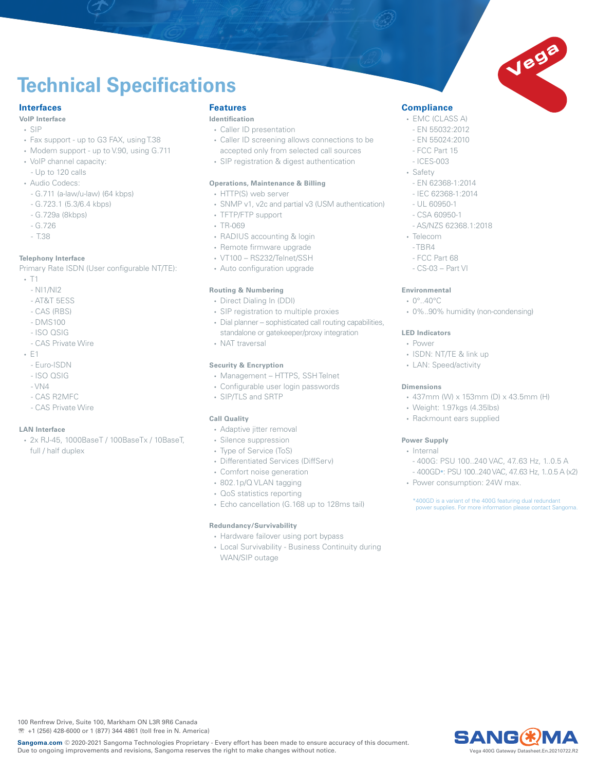# Technical Specifications

## Interfaces

### VoIP Interface

- SIP
- Fax support - up to G3 FAX, using T.38
- Modem support - up to V.90, using G.711
- VoIP channel capacity:
  - Up to 120 calls
- Audio Codecs:
  - G.711 (a-law/u-law) (64 kbps)
  - G.723.1 (5.3/6.4 kbps)
  - G.729a (8kbps)
  - G.726
  - T.38

### Telephony Interface

Primary Rate ISDN (User configurable NT/TE):

- T1
  - NI1/NI2
  - AT&T 5ESS
  - CAS (RBS)
  - DMS100
  - ISO QSIG
  - CAS Private Wire
- E1
  - Euro-ISDN
  - ISO QSIG
  - VN4
  - CAS R2MFC
  - CAS Private Wire

### LAN Interface

- 2x RJ-45, 1000BaseT / 100BaseTx / 10BaseT, full / half duplex

## Features

### Identification

- Caller ID presentation
- Caller ID screening allows connections to be accepted only from selected call sources
- SIP registration & digest authentication

### Operations, Maintenance & Billing

- HTTP(S) web server
- SNMP v1, v2c and partial v3 (USM authentication)
- TFTP/FTP support
- TR-069
- RADIUS accounting & login
- Remote firmware upgrade
- VT100 – RS232/Telnet/SSH
- Auto configuration upgrade

### Routing & Numbering

- Direct Dialing In (DDI)
- SIP registration to multiple proxies
- Dial planner – sophisticated call routing capabilities, standalone or gatekeeper/proxy integration
- NAT traversal

### Security & Encryption

- Management – HTTPS, SSH Telnet
- Configurable user login passwords
- SIP/TLS and SRTP

### Call Quality

- Adaptive jitter removal
- Silence suppression
- Type of Service (ToS)
- Differentiated Services (DiffServ)
- Comfort noise generation
- 802.1p/Q VLAN tagging
- QoS statistics reporting
- Echo cancellation (G.168 up to 128ms tail)

### Redundancy/Survivability

- Hardware failover using port bypass
- Local Survivability - Business Continuity during WAN/SIP outage

## Compliance

- EMC (CLASS A)
  - EN 55032:2012
  - EN 55024:2010
  - FCC Part 15
  - ICES-003
- Safety
  - EN 62368-1:2014
  - IEC 62368-1:2014
  - UL 60950-1
  - CSA 60950-1
  - AS/NZS 62368.1:2018
- Telecom
  - TBR4
  - FCC Part 68
  - CS-03 – Part VI

### Environmental

- 0°..40°C
- 0%..90% humidity (non-condensing)

### LED Indicators

- Power
- ISDN: NT/TE & link up
- LAN: Speed/activity

### Dimensions

- 437mm (W) x 153mm (D) x 43.5mm (H)
- Weight: 1.97kgs (4.35lbs)
- Rackmount ears supplied

### Power Supply

- Internal
  - 400G: PSU 100..240 VAC, 47..63 Hz, 1..0.5 A
  - 400GD*: PSU 100..240 VAC, 47..63 Hz, 1..0.5 A (x2)
- Power consumption: 24W max.

*400GD is a variant of the 400G featuring dual redundant power supplies. For more information please contact Sangoma.

100 Renfrew Drive, Suite 100, Markham ON L3R 9R6 Canada
☏ +1 (256) 428-6000 or 1 (877) 344 4861 (toll free in N. America)

**Sangoma.com** © 2020-2021 Sangoma Technologies Proprietary - Every effort has been made to ensure accuracy of this document. Due to ongoing improvements and revisions, Sangoma reserves the right to make changes without notice.

Vega 400G Gateway Datasheet.En.20210722.R2